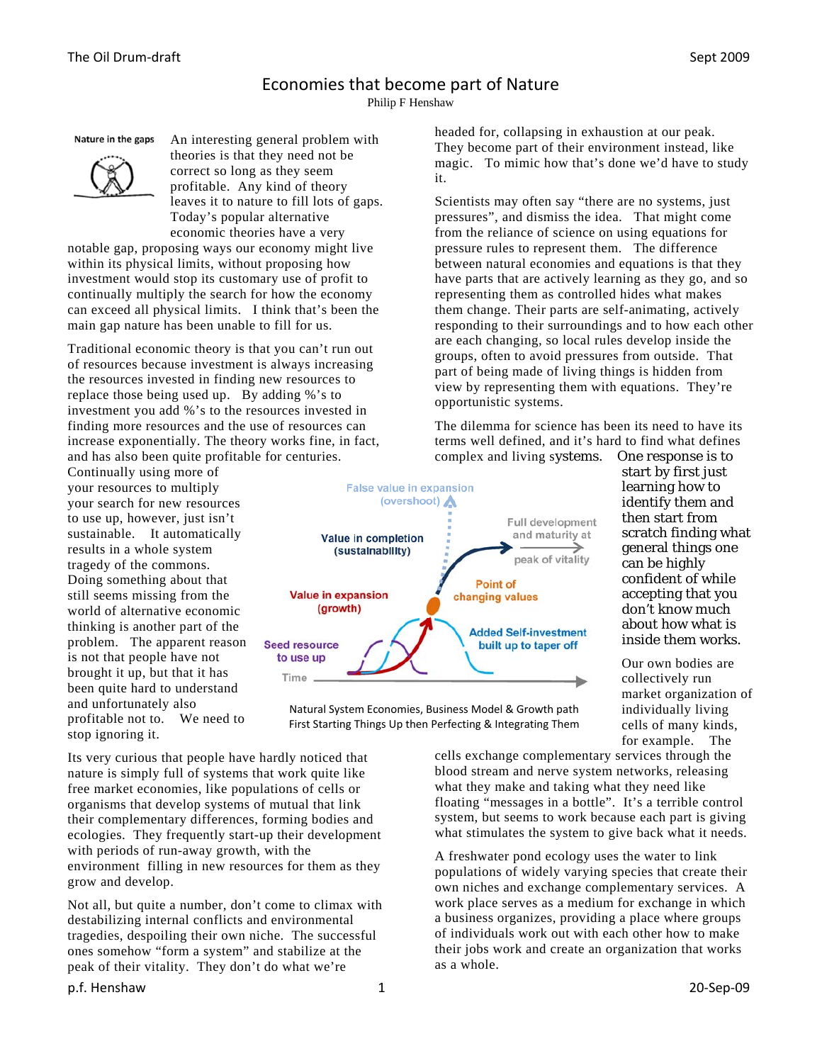# Economies that become part of Nature

Philip F Henshaw

Nature in the gaps

An interesting general problem with theories is that they need not be correct so long as they seem profitable. Any kind of theory leaves it to nature to fill lots of gaps. Today's popular alternative economic theories have a very notable gap, proposing ways our economy might live within its physical limits, without proposing how investment would stop its customary use of profit to continually multiply the search for how the economy can exceed all physical limits. I think that's been the main gap nature has been unable to fill for us.

Traditional economic theory is that you can't run out of resources because investment is always increasing the resources invested in finding new resources to replace those being used up. By adding %'s to investment you add %'s to the resources invested in finding more resources and the use of resources can increase exponentially. The theory works fine, in fact, and has also been quite profitable for centuries. Continually using more of your resources to multiply your search for new resources to use up, however, just isn't sustainable. It automatically results in a whole system tragedy of the commons. Doing something about that still seems missing from the world of alternative economic thinking is another part of the problem. The apparent reason is not that people have not brought it up, but that it has been quite hard to understand and unfortunately also profitable not to. We need to stop ignoring it.

Its very curious that people have hardly noticed that nature is simply full of systems that work quite like free market economies, like populations of cells or organisms that develop systems of mutual that link their complementary differences, forming bodies and ecologies. They frequently start-up their development with periods of run-away growth, with the environment filling in new resources for them as they grow and develop.

Not all, but quite a number, don't come to climax with destabilizing internal conflicts and environmental tragedies, despoiling their own niche. The successful ones somehow "form a system" and stabilize at the peak of their vitality. They don't do what we're headed for, collapsing in exhaustion at our peak. They become part of their environment instead, like magic. To mimic how that's done we'd have to study it.

Scientists may often say "there are no systems, just pressures", and dismiss the idea. That might come from the reliance of science on using equations for pressure rules to represent them. The difference between natural economies and equations is that they have parts that are actively learning as they go, and so representing them as controlled hides what makes them change. Their parts are self-animating, actively responding to their surroundings and to how each other are each changing, so local rules develop inside the groups, often to avoid pressures from outside. That part of being made of living things is hidden from view by representing them with equations. They're opportunistic systems.

The dilemma for science has been its need to have its terms well defined, and it's hard to find what defines complex and living systems. One response is to start by first just learning how to identify them and then start from scratch finding what general things one can be highly confident of while accepting that you don't know much about how what is inside them works.

False value in expansion
(overshoot)

Full development
and maturity at
peak of vitality

Value in completion
(sustainability)

Point of
changing values

Value in expansion
(growth)

Added Self-investment
built up to taper off

Seed resource
to use up

Time

Natural System Economies, Business Model & Growth path
First Starting Things Up then Perfecting & Integrating Them

Our own bodies are collectively run market organization of individually living cells of many kinds, for example. The cells exchange complementary services through the blood stream and nerve system networks, releasing what they make and taking what they need like floating "messages in a bottle". It's a terrible control system, but seems to work because each part is giving what stimulates the system to give back what it needs.

A freshwater pond ecology uses the water to link populations of widely varying species that create their own niches and exchange complementary services. A work place serves as a medium for exchange in which a business organizes, providing a place where groups of individuals work out with each other how to make their jobs work and create an organization that works as a whole.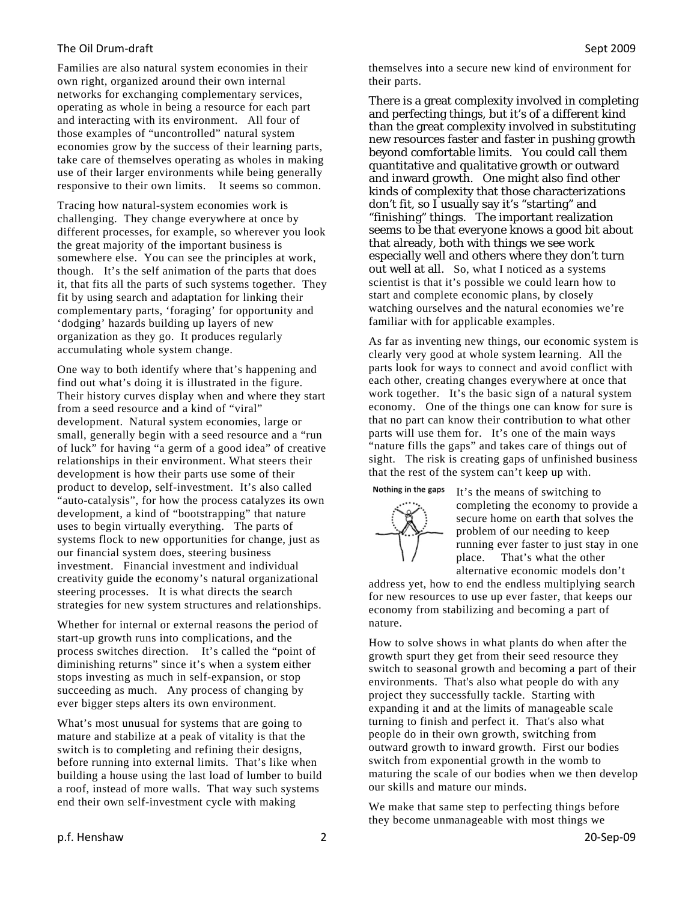Families are also natural system economies in their own right, organized around their own internal networks for exchanging complementary services, operating as whole in being a resource for each part and interacting with its environment. All four of those examples of "uncontrolled" natural system economies grow by the success of their learning parts, take care of themselves operating as wholes in making use of their larger environments while being generally responsive to their own limits. It seems so common.

Tracing how natural-system economies work is challenging. They change everywhere at once by different processes, for example, so wherever you look the great majority of the important business is somewhere else. You can see the principles at work, though. It's the self animation of the parts that does it, that fits all the parts of such systems together. They fit by using search and adaptation for linking their complementary parts, 'foraging' for opportunity and 'dodging' hazards building up layers of new organization as they go. It produces regularly accumulating whole system change.

One way to both identify where that's happening and find out what's doing it is illustrated in the figure. Their history curves display when and where they start from a seed resource and a kind of "viral" development. Natural system economies, large or small, generally begin with a seed resource and a "run of luck" for having "a germ of a good idea" of creative relationships in their environment. What steers their development is how their parts use some of their product to develop, self-investment. It's also called "auto-catalysis", for how the process catalyzes its own development, a kind of "bootstrapping" that nature uses to begin virtually everything. The parts of systems flock to new opportunities for change, just as our financial system does, steering business investment. Financial investment and individual creativity guide the economy's natural organizational steering processes. It is what directs the search strategies for new system structures and relationships.

Whether for internal or external reasons the period of start-up growth runs into complications, and the process switches direction. It's called the "point of diminishing returns" since it's when a system either stops investing as much in self-expansion, or stop succeeding as much. Any process of changing by ever bigger steps alters its own environment.

What's most unusual for systems that are going to mature and stabilize at a peak of vitality is that the switch is to completing and refining their designs, before running into external limits. That's like when building a house using the last load of lumber to build a roof, instead of more walls. That way such systems end their own self-investment cycle with making themselves into a secure new kind of environment for their parts.

There is a great complexity involved in completing and perfecting things, but it's of a different kind than the great complexity involved in substituting new resources faster and faster in pushing growth beyond comfortable limits. You could call them quantitative and qualitative growth or outward and inward growth. One might also find other kinds of complexity that those characterizations don't fit, so I usually say it's "starting" and "finishing" things. The important realization seems to be that everyone knows a good bit about that already, both with things we see work especially well and others where they don't turn out well at all. So, what I noticed as a systems scientist is that it's possible we could learn how to start and complete economic plans, by closely watching ourselves and the natural economies we're familiar with for applicable examples.

As far as inventing new things, our economic system is clearly very good at whole system learning. All the parts look for ways to connect and avoid conflict with each other, creating changes everywhere at once that work together. It's the basic sign of a natural system economy. One of the things one can know for sure is that no part can know their contribution to what other parts will use them for. It's one of the main ways "nature fills the gaps" and takes care of things out of sight. The risk is creating gaps of unfinished business that the rest of the system can't keep up with.

**Nothing in the gaps**

It's the means of switching to completing the economy to provide a secure home on earth that solves the problem of our needing to keep running ever faster to just stay in one place. That's what the other alternative economic models don't address yet, how to end the endless multiplying search for new resources to use up ever faster, that keeps our economy from stabilizing and becoming a part of nature.

How to solve shows in what plants do when after the growth spurt they get from their seed resource they switch to seasonal growth and becoming a part of their environments. That's also what people do with any project they successfully tackle. Starting with expanding it and at the limits of manageable scale turning to finish and perfect it. That's also what people do in their own growth, switching from outward growth to inward growth. First our bodies switch from exponential growth in the womb to maturing the scale of our bodies when we then develop our skills and mature our minds.

We make that same step to perfecting things before they become unmanageable with most things we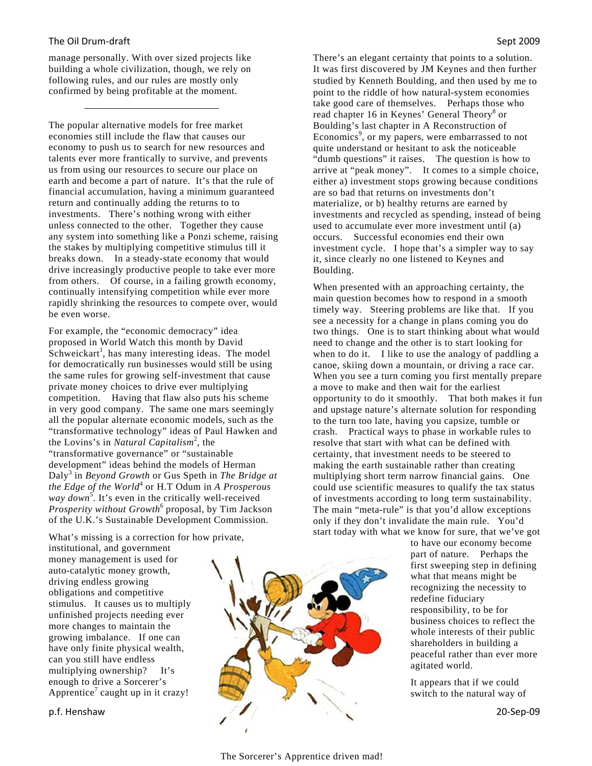manage personally. With over sized projects like building a whole civilization, though, we rely on following rules, and our rules are mostly only confirmed by being profitable at the moment.

---

The popular alternative models for free market economies still include the flaw that causes our economy to push us to search for new resources and talents ever more frantically to survive, and prevents us from using our resources to secure our place on earth and become a part of nature. It's that the rule of financial accumulation, having a minimum guaranteed return and continually adding the returns to to investments. There's nothing wrong with either unless connected to the other. Together they cause any system into something like a Ponzi scheme, raising the stakes by multiplying competitive stimulus till it breaks down. In a steady-state economy that would drive increasingly productive people to take ever more from others. Of course, in a failing growth economy, continually intensifying competition while ever more rapidly shrinking the resources to compete over, would be even worse.

For example, the "economic democracy" idea proposed in World Watch this month by David Schweickart[1], has many interesting ideas. The model for democratically run businesses would still be using the same rules for growing self-investment that cause private money choices to drive ever multiplying competition. Having that flaw also puts his scheme in very good company. The same one mars seemingly all the popular alternate economic models, such as the "transformative technology" ideas of Paul Hawken and the Lovins's in *Natural Capitalism*[2], the "transformative governance" or "sustainable development" ideas behind the models of Herman Daly[3] in *Beyond Growth* or Gus Speth in *The Bridge at the Edge of the World*[4] or H.T Odum in *A Prosperous way down*[5]. It's even in the critically well-received *Prosperity without Growth*[6] proposal, by Tim Jackson of the U.K.'s Sustainable Development Commission.

What's missing is a correction for how private, institutional, and government money management is used for auto-catalytic money growth, driving endless growing obligations and competitive stimulus. It causes us to multiply unfinished projects needing ever more changes to maintain the growing imbalance. If one can have only finite physical wealth, can you still have endless multiplying ownership? It's enough to drive a Sorcerer's Apprentice[7] caught up in it crazy!

There's an elegant certainty that points to a solution. It was first discovered by JM Keynes and then further studied by Kenneth Boulding, and then used by me to point to the riddle of how natural-system economies take good care of themselves. Perhaps those who read chapter 16 in Keynes' General Theory[8] or Boulding's last chapter in A Reconstruction of Economics[9], or my papers, were embarrassed to not quite understand or hesitant to ask the noticeable "dumb questions" it raises. The question is how to arrive at "peak money". It comes to a simple choice, either a) investment stops growing because conditions are so bad that returns on investments don't materialize, or b) healthy returns are earned by investments and recycled as spending, instead of being used to accumulate ever more investment until (a) occurs. Successful economies end their own investment cycle. I hope that's a simpler way to say it, since clearly no one listened to Keynes and Boulding.

When presented with an approaching certainty, the main question becomes how to respond in a smooth timely way. Steering problems are like that. If you see a necessity for a change in plans coming you do two things. One is to start thinking about what would need to change and the other is to start looking for when to do it. I like to use the analogy of paddling a canoe, skiing down a mountain, or driving a race car. When you see a turn coming you first mentally prepare a move to make and then wait for the earliest opportunity to do it smoothly. That both makes it fun and upstage nature's alternate solution for responding to the turn too late, having you capsize, tumble or crash. Practical ways to phase in workable rules to resolve that start with what can be defined with certainty, that investment needs to be steered to making the earth sustainable rather than creating multiplying short term narrow financial gains. One could use scientific measures to qualify the tax status of investments according to long term sustainability. The main "meta-rule" is that you'd allow exceptions only if they don't invalidate the main rule. You'd start today with what we know for sure, that we've got to have our economy become part of nature. Perhaps the first sweeping step in defining what that means might be recognizing the necessity to redefine fiduciary responsibility, to be for business choices to reflect the whole interests of their public shareholders in building a peaceful rather than ever more agitated world.

It appears that if we could switch to the natural way of

The Sorcerer's Apprentice driven mad!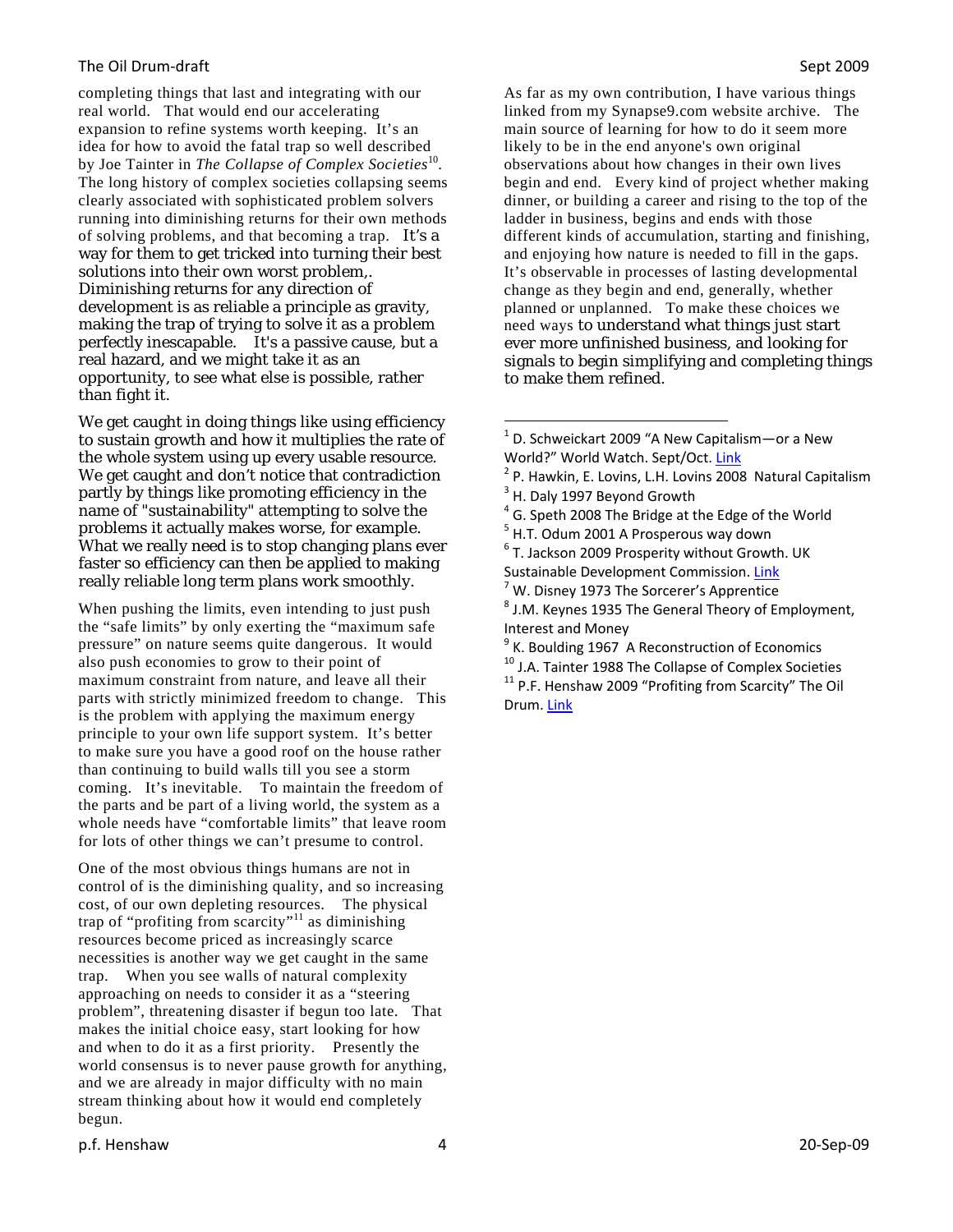completing things that last and integrating with our real world. That would end our accelerating expansion to refine systems worth keeping. It's an idea for how to avoid the fatal trap so well described by Joe Tainter in *The Collapse of Complex Societies*[10]. The long history of complex societies collapsing seems clearly associated with sophisticated problem solvers running into diminishing returns for their own methods of solving problems, and that becoming a trap. It's a way for them to get tricked into turning their best solutions into their own worst problem,. Diminishing returns for any direction of development is as reliable a principle as gravity, making the trap of trying to solve it as a problem perfectly inescapable. It's a passive cause, but a real hazard, and we might take it as an opportunity, to see what else is possible, rather than fight it.

We get caught in doing things like using efficiency to sustain growth and how it multiplies the rate of the whole system using up every usable resource. We get caught and don't notice that contradiction partly by things like promoting efficiency in the name of "sustainability" attempting to solve the problems it actually makes worse, for example. What we really need is to stop changing plans ever faster so efficiency can then be applied to making really reliable long term plans work smoothly.

When pushing the limits, even intending to just push the "safe limits" by only exerting the "maximum safe pressure" on nature seems quite dangerous. It would also push economies to grow to their point of maximum constraint from nature, and leave all their parts with strictly minimized freedom to change. This is the problem with applying the maximum energy principle to your own life support system. It's better to make sure you have a good roof on the house rather than continuing to build walls till you see a storm coming. It's inevitable. To maintain the freedom of the parts and be part of a living world, the system as a whole needs have "comfortable limits" that leave room for lots of other things we can't presume to control.

One of the most obvious things humans are not in control of is the diminishing quality, and so increasing cost, of our own depleting resources. The physical trap of "profiting from scarcity"[11] as diminishing resources become priced as increasingly scarce necessities is another way we get caught in the same trap. When you see walls of natural complexity approaching on needs to consider it as a "steering problem", threatening disaster if begun too late. That makes the initial choice easy, start looking for how and when to do it as a first priority. Presently the world consensus is to never pause growth for anything, and we are already in major difficulty with no main stream thinking about how it would end completely begun.

As far as my own contribution, I have various things linked from my Synapse9.com website archive. The main source of learning for how to do it seem more likely to be in the end anyone's own original observations about how changes in their own lives begin and end. Every kind of project whether making dinner, or building a career and rising to the top of the ladder in business, begins and ends with those different kinds of accumulation, starting and finishing, and enjoying how nature is needed to fill in the gaps. It's observable in processes of lasting developmental change as they begin and end, generally, whether planned or unplanned. To make these choices we need ways to understand what things just start ever more unfinished business, and looking for signals to begin simplifying and completing things to make them refined.

---

[1] D. Schweickart 2009 "A New Capitalism—or a New World?" World Watch. Sept/Oct. Link

[2] P. Hawkin, E. Lovins, L.H. Lovins 2008 Natural Capitalism

[3] H. Daly 1997 Beyond Growth

[4] G. Speth 2008 The Bridge at the Edge of the World

[5] H.T. Odum 2001 A Prosperous way down

[6] T. Jackson 2009 Prosperity without Growth. UK Sustainable Development Commission. Link

[7] W. Disney 1973 The Sorcerer's Apprentice

[8] J.M. Keynes 1935 The General Theory of Employment, Interest and Money

[9] K. Boulding 1967 A Reconstruction of Economics

[10] J.A. Tainter 1988 The Collapse of Complex Societies

[11] P.F. Henshaw 2009 "Profiting from Scarcity" The Oil Drum. Link